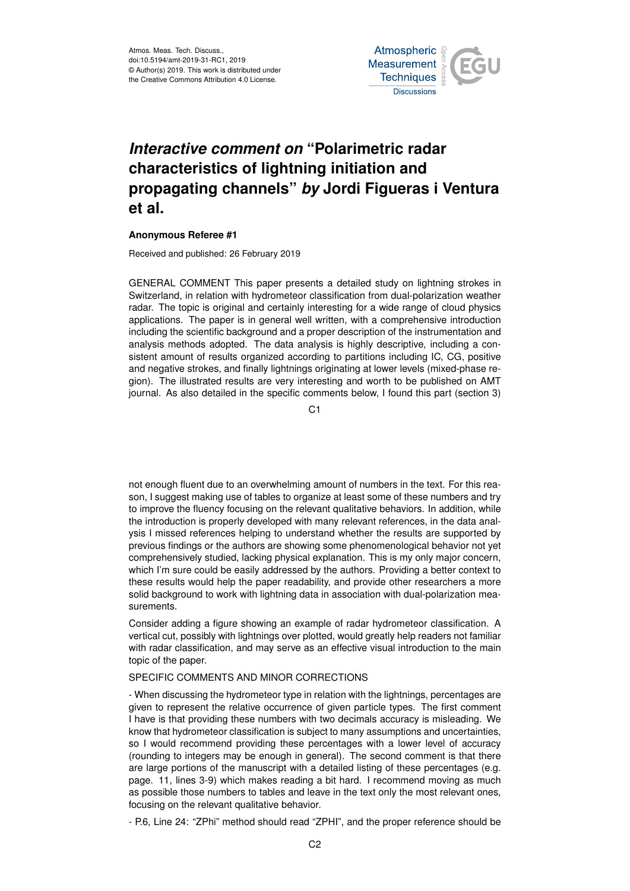# *Interactive comment on* "Polarimetric radar characteristics of lightning initiation and propagating channels" *by* Jordi Figueras i Ventura et al.

**Anonymous Referee #1**

Received and published: 26 February 2019

GENERAL COMMENT This paper presents a detailed study on lightning strokes in Switzerland, in relation with hydrometeor classification from dual-polarization weather radar. The topic is original and certainly interesting for a wide range of cloud physics applications. The paper is in general well written, with a comprehensive introduction including the scientific background and a proper description of the instrumentation and analysis methods adopted. The data analysis is highly descriptive, including a consistent amount of results organized according to partitions including IC, CG, positive and negative strokes, and finally lightnings originating at lower levels (mixed-phase region). The illustrated results are very interesting and worth to be published on AMT journal. As also detailed in the specific comments below, I found this part (section 3) not enough fluent due to an overwhelming amount of numbers in the text. For this reason, I suggest making use of tables to organize at least some of these numbers and try to improve the fluency focusing on the relevant qualitative behaviors. In addition, while the introduction is properly developed with many relevant references, in the data analysis I missed references helping to understand whether the results are supported by previous findings or the authors are showing some phenomenological behavior not yet comprehensively studied, lacking physical explanation. This is my only major concern, which I'm sure could be easily addressed by the authors. Providing a better context to these results would help the paper readability, and provide other researchers a more solid background to work with lightning data in association with dual-polarization measurements.

Consider adding a figure showing an example of radar hydrometeor classification. A vertical cut, possibly with lightnings over plotted, would greatly help readers not familiar with radar classification, and may serve as an effective visual introduction to the main topic of the paper.

SPECIFIC COMMENTS AND MINOR CORRECTIONS

- When discussing the hydrometeor type in relation with the lightnings, percentages are given to represent the relative occurrence of given particle types. The first comment I have is that providing these numbers with two decimals accuracy is misleading. We know that hydrometeor classification is subject to many assumptions and uncertainties, so I would recommend providing these percentages with a lower level of accuracy (rounding to integers may be enough in general). The second comment is that there are large portions of the manuscript with a detailed listing of these percentages (e.g. page. 11, lines 3-9) which makes reading a bit hard. I recommend moving as much as possible those numbers to tables and leave in the text only the most relevant ones, focusing on the relevant qualitative behavior.

- P.6, Line 24: "ZPhi" method should read "ZPHI", and the proper reference should be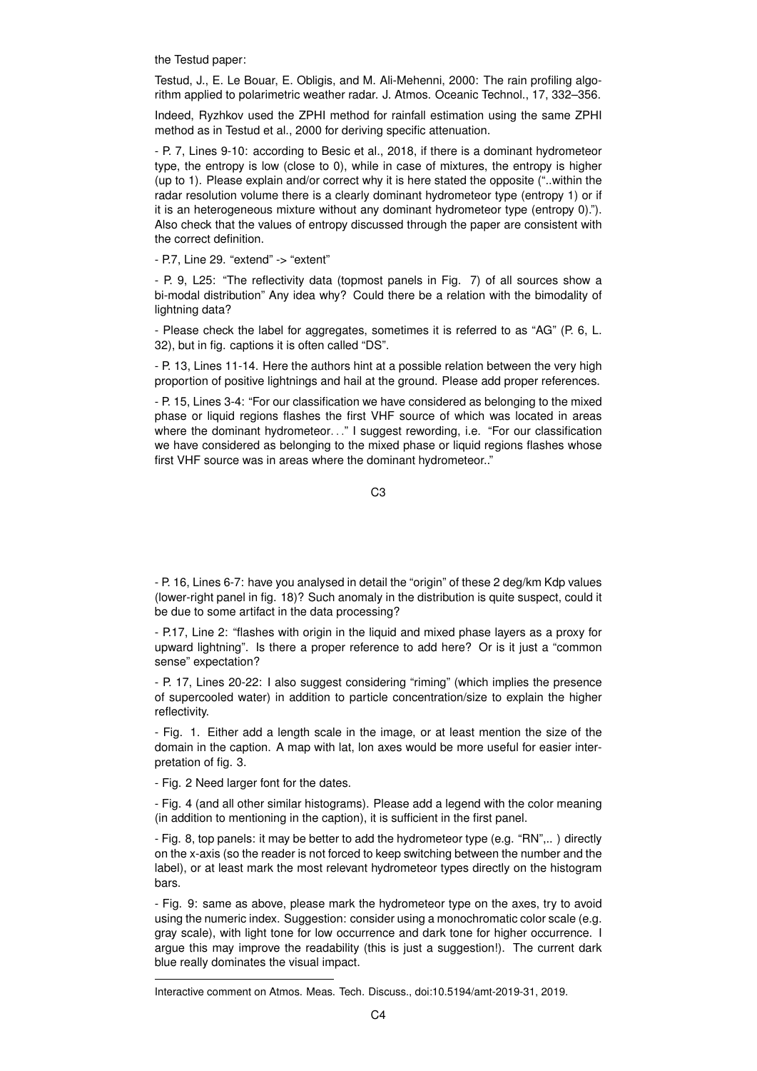the Testud paper:

Testud, J., E. Le Bouar, E. Obligis, and M. Ali-Mehenni, 2000: The rain profiling algorithm applied to polarimetric weather radar. J. Atmos. Oceanic Technol., 17, 332–356.

Indeed, Ryzhkov used the ZPHI method for rainfall estimation using the same ZPHI method as in Testud et al., 2000 for deriving specific attenuation.

- P. 7, Lines 9-10: according to Besic et al., 2018, if there is a dominant hydrometeor type, the entropy is low (close to 0), while in case of mixtures, the entropy is higher (up to 1). Please explain and/or correct why it is here stated the opposite ("..within the radar resolution volume there is a clearly dominant hydrometeor type (entropy 1) or if it is an heterogeneous mixture without any dominant hydrometeor type (entropy 0)."). Also check that the values of entropy discussed through the paper are consistent with the correct definition.

- P.7, Line 29. "extend" -> "extent"

- P. 9, L25: "The reflectivity data (topmost panels in Fig. 7) of all sources show a bi-modal distribution" Any idea why? Could there be a relation with the bimodality of lightning data?

- Please check the label for aggregates, sometimes it is referred to as "AG" (P. 6, L. 32), but in fig. captions it is often called "DS".

- P. 13, Lines 11-14. Here the authors hint at a possible relation between the very high proportion of positive lightnings and hail at the ground. Please add proper references.

- P. 15, Lines 3-4: "For our classification we have considered as belonging to the mixed phase or liquid regions flashes the first VHF source of which was located in areas where the dominant hydrometeor. . ." I suggest rewording, i.e. "For our classification we have considered as belonging to the mixed phase or liquid regions flashes whose first VHF source was in areas where the dominant hydrometeor.."

- P. 16, Lines 6-7: have you analysed in detail the "origin" of these 2 deg/km Kdp values (lower-right panel in fig. 18)? Such anomaly in the distribution is quite suspect, could it be due to some artifact in the data processing?

- P.17, Line 2: "flashes with origin in the liquid and mixed phase layers as a proxy for upward lightning". Is there a proper reference to add here? Or is it just a "common sense" expectation?

- P. 17, Lines 20-22: I also suggest considering "riming" (which implies the presence of supercooled water) in addition to particle concentration/size to explain the higher reflectivity.

- Fig. 1. Either add a length scale in the image, or at least mention the size of the domain in the caption. A map with lat, lon axes would be more useful for easier interpretation of fig. 3.

- Fig. 2 Need larger font for the dates.

- Fig. 4 (and all other similar histograms). Please add a legend with the color meaning (in addition to mentioning in the caption), it is sufficient in the first panel.

- Fig. 8, top panels: it may be better to add the hydrometeor type (e.g. "RN",.. ) directly on the x-axis (so the reader is not forced to keep switching between the number and the label), or at least mark the most relevant hydrometeor types directly on the histogram bars.

- Fig. 9: same as above, please mark the hydrometeor type on the axes, try to avoid using the numeric index. Suggestion: consider using a monochromatic color scale (e.g. gray scale), with light tone for low occurrence and dark tone for higher occurrence. I argue this may improve the readability (this is just a suggestion!). The current dark blue really dominates the visual impact.

---

Interactive comment on Atmos. Meas. Tech. Discuss., doi:10.5194/amt-2019-31, 2019.